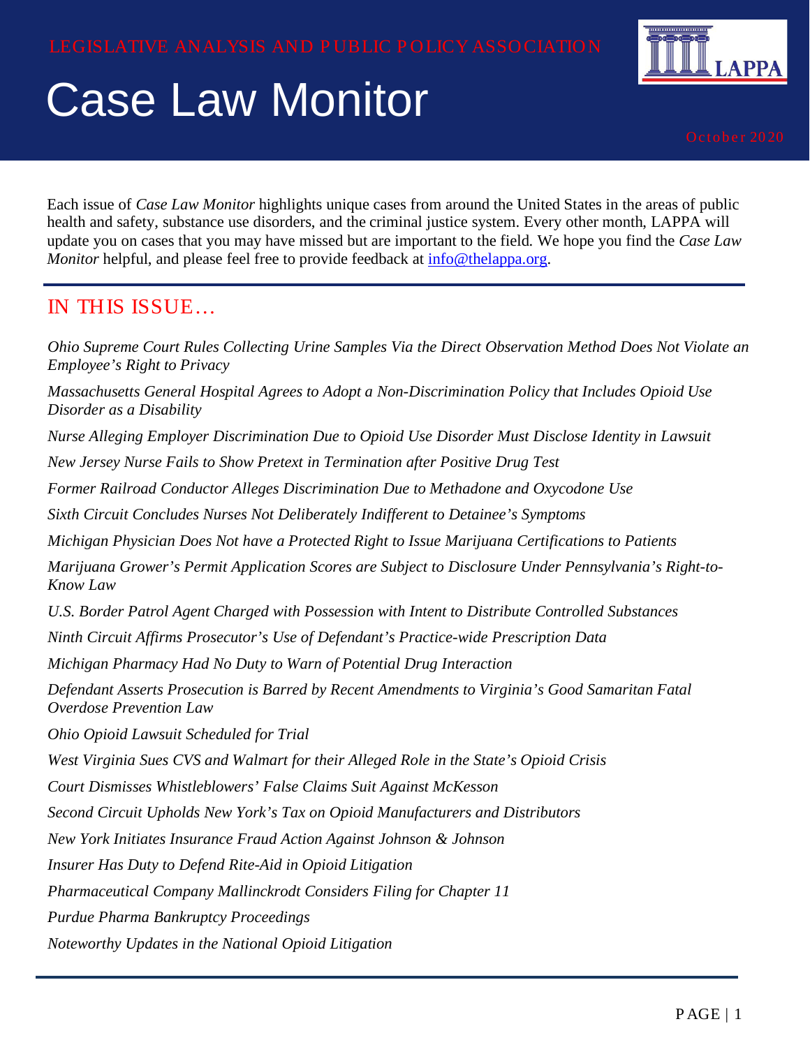LEGISLATIVE ANALYSIS AND PUBLIC POLICY ASSOCIATION

# Case Law Monitor

October 2020

Each issue of *Case Law Monitor* highlights unique cases from around the United States in the areas of public health and safety, substance use disorders, and the criminal justice system. Every other month, LAPPA will update you on cases that you may have missed but are important to the field. We hope you find the *Case Law Monitor* helpful, and please feel free to provide feedback at info@thelappa.org.

## IN THIS ISSUE…

*Ohio Supreme Court Rules Collecting Urine Samples Via the Direct Observation Method Does Not Violate an Employee's Right to Privacy*

*Massachusetts General Hospital Agrees to Adopt a Non-Discrimination Policy that Includes Opioid Use Disorder as a Disability*

*Nurse Alleging Employer Discrimination Due to Opioid Use Disorder Must Disclose Identity in Lawsuit*

*New Jersey Nurse Fails to Show Pretext in Termination after Positive Drug Test*

*Former Railroad Conductor Alleges Discrimination Due to Methadone and Oxycodone Use*

*Sixth Circuit Concludes Nurses Not Deliberately Indifferent to Detainee's Symptoms*

*Michigan Physician Does Not have a Protected Right to Issue Marijuana Certifications to Patients*

*Marijuana Grower's Permit Application Scores are Subject to Disclosure Under Pennsylvania's Right-to-Know Law*

*U.S. Border Patrol Agent Charged with Possession with Intent to Distribute Controlled Substances*

*Ninth Circuit Affirms Prosecutor's Use of Defendant's Practice-wide Prescription Data*

*Michigan Pharmacy Had No Duty to Warn of Potential Drug Interaction*

*Defendant Asserts Prosecution is Barred by Recent Amendments to Virginia's Good Samaritan Fatal Overdose Prevention Law*

*Ohio Opioid Lawsuit Scheduled for Trial*

*West Virginia Sues CVS and Walmart for their Alleged Role in the State's Opioid Crisis*

*Court Dismisses Whistleblowers' False Claims Suit Against McKesson*

*Second Circuit Upholds New York's Tax on Opioid Manufacturers and Distributors*

*New York Initiates Insurance Fraud Action Against Johnson & Johnson*

*Insurer Has Duty to Defend Rite-Aid in Opioid Litigation*

*Pharmaceutical Company Mallinckrodt Considers Filing for Chapter 11*

*Purdue Pharma Bankruptcy Proceedings*

*Noteworthy Updates in the National Opioid Litigation*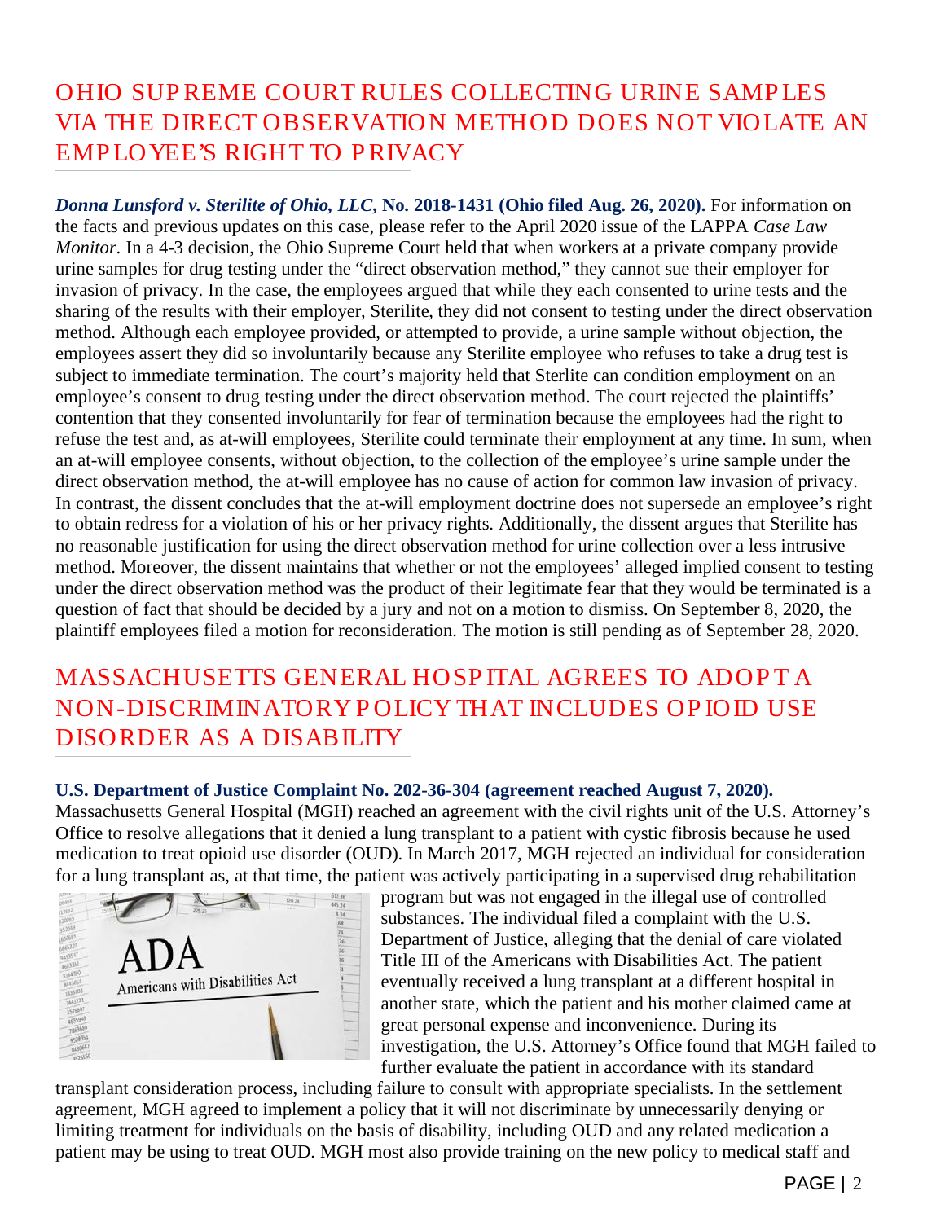## OHIO SUPREME COURT RULES COLLECTING URINE SAMPLES VIA THE DIRECT OBSERVATION METHOD DOES NOT VIOLATE AN EMPLOYEE'S RIGHT TO PRIVACY

***Donna Lunsford v. Sterilite of Ohio, LLC*, No. 2018-1431 (Ohio filed Aug. 26, 2020).** For information on the facts and previous updates on this case, please refer to the April 2020 issue of the LAPPA *Case Law Monitor*. In a 4-3 decision, the Ohio Supreme Court held that when workers at a private company provide urine samples for drug testing under the "direct observation method," they cannot sue their employer for invasion of privacy. In the case, the employees argued that while they each consented to urine tests and the sharing of the results with their employer, Sterilite, they did not consent to testing under the direct observation method. Although each employee provided, or attempted to provide, a urine sample without objection, the employees assert they did so involuntarily because any Sterilite employee who refuses to take a drug test is subject to immediate termination. The court's majority held that Sterlite can condition employment on an employee's consent to drug testing under the direct observation method. The court rejected the plaintiffs' contention that they consented involuntarily for fear of termination because the employees had the right to refuse the test and, as at-will employees, Sterilite could terminate their employment at any time. In sum, when an at-will employee consents, without objection, to the collection of the employee's urine sample under the direct observation method, the at-will employee has no cause of action for common law invasion of privacy. In contrast, the dissent concludes that the at-will employment doctrine does not supersede an employee's right to obtain redress for a violation of his or her privacy rights. Additionally, the dissent argues that Sterilite has no reasonable justification for using the direct observation method for urine collection over a less intrusive method. Moreover, the dissent maintains that whether or not the employees' alleged implied consent to testing under the direct observation method was the product of their legitimate fear that they would be terminated is a question of fact that should be decided by a jury and not on a motion to dismiss. On September 8, 2020, the plaintiff employees filed a motion for reconsideration. The motion is still pending as of September 28, 2020.

## MASSACHUSETTS GENERAL HOSPITAL AGREES TO ADOPT A NON-DISCRIMINATORY POLICY THAT INCLUDES OPIOID USE DISORDER AS A DISABILITY

**U.S. Department of Justice Complaint No. 202-36-304 (agreement reached August 7, 2020).** Massachusetts General Hospital (MGH) reached an agreement with the civil rights unit of the U.S. Attorney's Office to resolve allegations that it denied a lung transplant to a patient with cystic fibrosis because he used medication to treat opioid use disorder (OUD). In March 2017, MGH rejected an individual for consideration for a lung transplant as, at that time, the patient was actively participating in a supervised drug rehabilitation program but was not engaged in the illegal use of controlled substances. The individual filed a complaint with the U.S. Department of Justice, alleging that the denial of care violated Title III of the Americans with Disabilities Act. The patient eventually received a lung transplant at a different hospital in another state, which the patient and his mother claimed came at great personal expense and inconvenience. During its investigation, the U.S. Attorney's Office found that MGH failed to further evaluate the patient in accordance with its standard transplant consideration process, including failure to consult with appropriate specialists. In the settlement agreement, MGH agreed to implement a policy that it will not discriminate by unnecessarily denying or limiting treatment for individuals on the basis of disability, including OUD and any related medication a patient may be using to treat OUD. MGH most also provide training on the new policy to medical staff and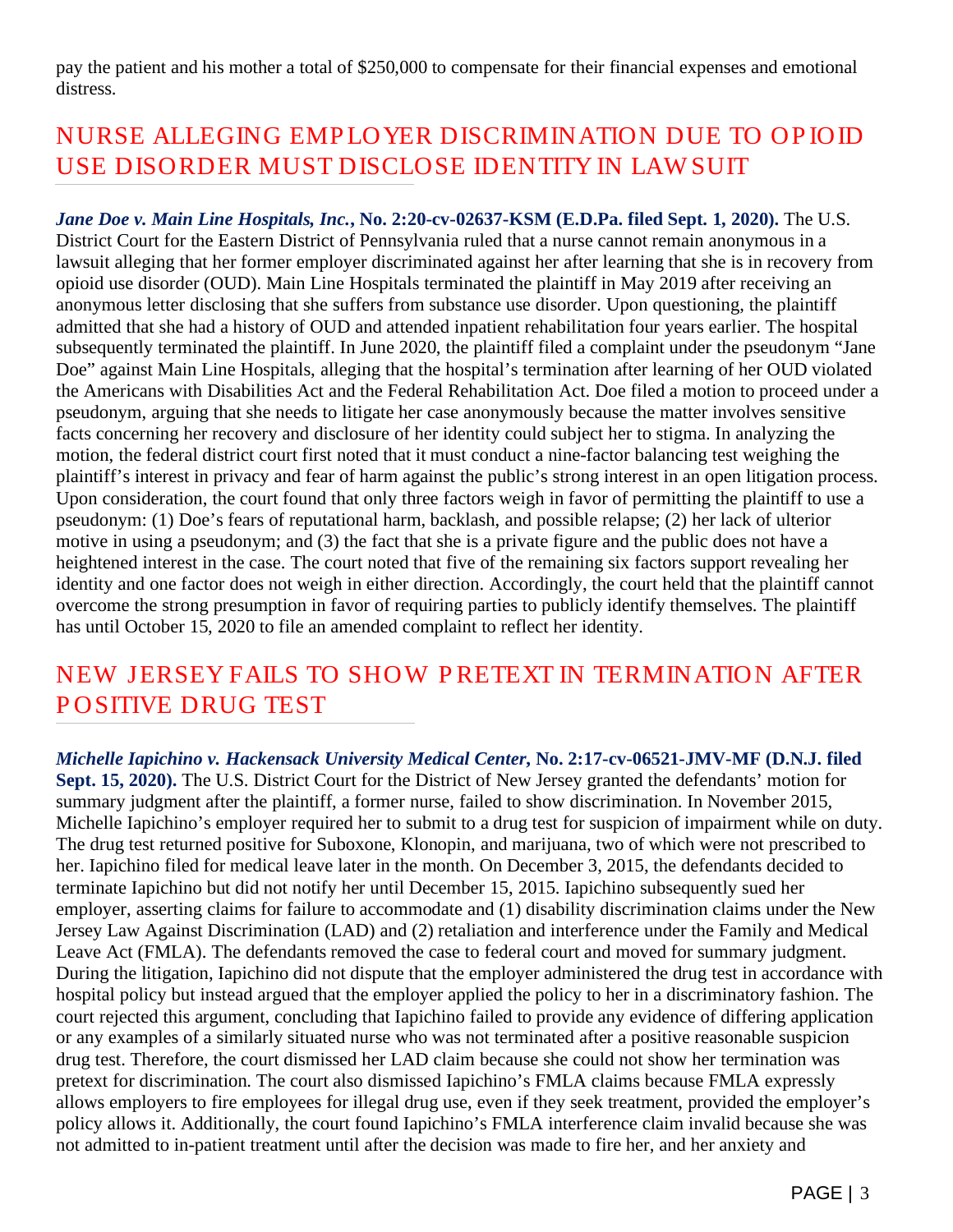pay the patient and his mother a total of $250,000 to compensate for their financial expenses and emotional distress.

## NURSE ALLEGING EMPLOYER DISCRIMINATION DUE TO OPIOID USE DISORDER MUST DISCLOSE IDENTITY IN LAWSUIT

***Jane Doe v. Main Line Hospitals, Inc.*, No. 2:20-cv-02637-KSM (E.D.Pa. filed Sept. 1, 2020).** The U.S. District Court for the Eastern District of Pennsylvania ruled that a nurse cannot remain anonymous in a lawsuit alleging that her former employer discriminated against her after learning that she is in recovery from opioid use disorder (OUD). Main Line Hospitals terminated the plaintiff in May 2019 after receiving an anonymous letter disclosing that she suffers from substance use disorder. Upon questioning, the plaintiff admitted that she had a history of OUD and attended inpatient rehabilitation four years earlier. The hospital subsequently terminated the plaintiff. In June 2020, the plaintiff filed a complaint under the pseudonym "Jane Doe" against Main Line Hospitals, alleging that the hospital's termination after learning of her OUD violated the Americans with Disabilities Act and the Federal Rehabilitation Act. Doe filed a motion to proceed under a pseudonym, arguing that she needs to litigate her case anonymously because the matter involves sensitive facts concerning her recovery and disclosure of her identity could subject her to stigma. In analyzing the motion, the federal district court first noted that it must conduct a nine-factor balancing test weighing the plaintiff's interest in privacy and fear of harm against the public's strong interest in an open litigation process. Upon consideration, the court found that only three factors weigh in favor of permitting the plaintiff to use a pseudonym: (1) Doe's fears of reputational harm, backlash, and possible relapse; (2) her lack of ulterior motive in using a pseudonym; and (3) the fact that she is a private figure and the public does not have a heightened interest in the case. The court noted that five of the remaining six factors support revealing her identity and one factor does not weigh in either direction. Accordingly, the court held that the plaintiff cannot overcome the strong presumption in favor of requiring parties to publicly identify themselves. The plaintiff has until October 15, 2020 to file an amended complaint to reflect her identity.

## NEW JERSEY FAILS TO SHOW PRETEXT IN TERMINATION AFTER POSITIVE DRUG TEST

***Michelle Iapichino v. Hackensack University Medical Center*, No. 2:17-cv-06521-JMV-MF (D.N.J. filed Sept. 15, 2020).** The U.S. District Court for the District of New Jersey granted the defendants' motion for summary judgment after the plaintiff, a former nurse, failed to show discrimination. In November 2015, Michelle Iapichino's employer required her to submit to a drug test for suspicion of impairment while on duty. The drug test returned positive for Suboxone, Klonopin, and marijuana, two of which were not prescribed to her. Iapichino filed for medical leave later in the month. On December 3, 2015, the defendants decided to terminate Iapichino but did not notify her until December 15, 2015. Iapichino subsequently sued her employer, asserting claims for failure to accommodate and (1) disability discrimination claims under the New Jersey Law Against Discrimination (LAD) and (2) retaliation and interference under the Family and Medical Leave Act (FMLA). The defendants removed the case to federal court and moved for summary judgment. During the litigation, Iapichino did not dispute that the employer administered the drug test in accordance with hospital policy but instead argued that the employer applied the policy to her in a discriminatory fashion. The court rejected this argument, concluding that Iapichino failed to provide any evidence of differing application or any examples of a similarly situated nurse who was not terminated after a positive reasonable suspicion drug test. Therefore, the court dismissed her LAD claim because she could not show her termination was pretext for discrimination. The court also dismissed Iapichino's FMLA claims because FMLA expressly allows employers to fire employees for illegal drug use, even if they seek treatment, provided the employer's policy allows it. Additionally, the court found Iapichino's FMLA interference claim invalid because she was not admitted to in-patient treatment until after the decision was made to fire her, and her anxiety and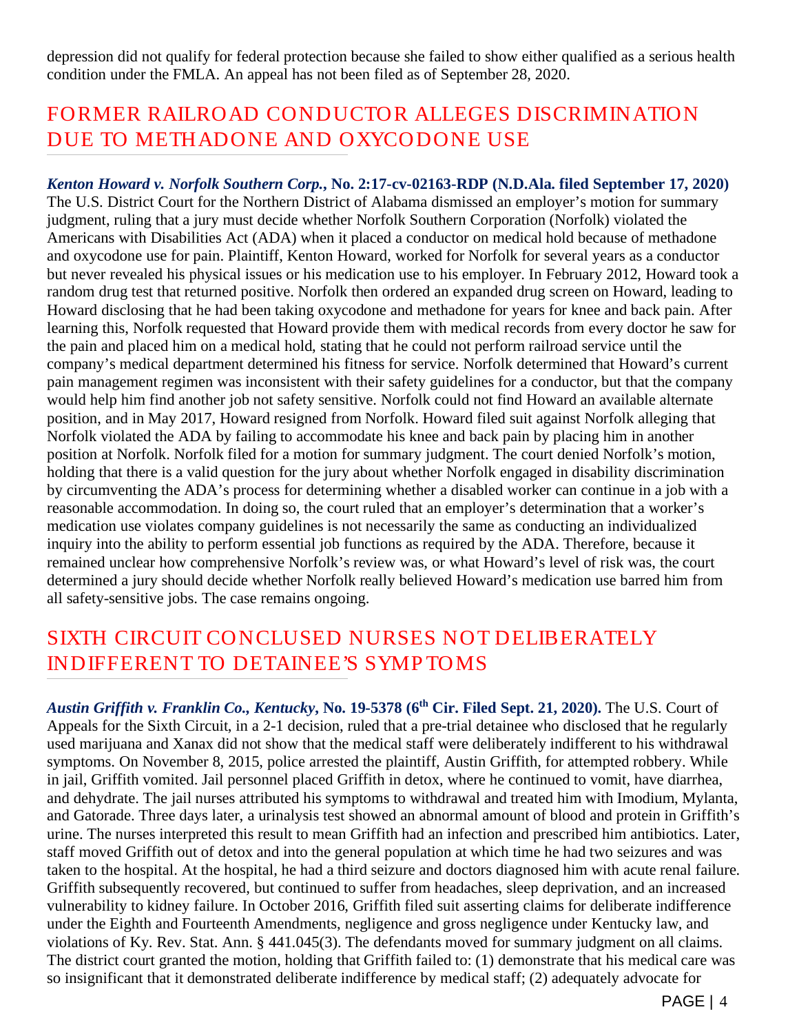depression did not qualify for federal protection because she failed to show either qualified as a serious health condition under the FMLA. An appeal has not been filed as of September 28, 2020.

## FORMER RAILROAD CONDUCTOR ALLEGES DISCRIMINATION DUE TO METHADONE AND OXYCODONE USE

***Kenton Howard v. Norfolk Southern Corp.*, No. 2:17-cv-02163-RDP (N.D.Ala. filed September 17, 2020)** The U.S. District Court for the Northern District of Alabama dismissed an employer's motion for summary judgment, ruling that a jury must decide whether Norfolk Southern Corporation (Norfolk) violated the Americans with Disabilities Act (ADA) when it placed a conductor on medical hold because of methadone and oxycodone use for pain. Plaintiff, Kenton Howard, worked for Norfolk for several years as a conductor but never revealed his physical issues or his medication use to his employer. In February 2012, Howard took a random drug test that returned positive. Norfolk then ordered an expanded drug screen on Howard, leading to Howard disclosing that he had been taking oxycodone and methadone for years for knee and back pain. After learning this, Norfolk requested that Howard provide them with medical records from every doctor he saw for the pain and placed him on a medical hold, stating that he could not perform railroad service until the company's medical department determined his fitness for service. Norfolk determined that Howard's current pain management regimen was inconsistent with their safety guidelines for a conductor, but that the company would help him find another job not safety sensitive. Norfolk could not find Howard an available alternate position, and in May 2017, Howard resigned from Norfolk. Howard filed suit against Norfolk alleging that Norfolk violated the ADA by failing to accommodate his knee and back pain by placing him in another position at Norfolk. Norfolk filed for a motion for summary judgment. The court denied Norfolk's motion, holding that there is a valid question for the jury about whether Norfolk engaged in disability discrimination by circumventing the ADA's process for determining whether a disabled worker can continue in a job with a reasonable accommodation. In doing so, the court ruled that an employer's determination that a worker's medication use violates company guidelines is not necessarily the same as conducting an individualized inquiry into the ability to perform essential job functions as required by the ADA. Therefore, because it remained unclear how comprehensive Norfolk's review was, or what Howard's level of risk was, the court determined a jury should decide whether Norfolk really believed Howard's medication use barred him from all safety-sensitive jobs. The case remains ongoing.

## SIXTH CIRCUIT CONCLUSED NURSES NOT DELIBERATELY INDIFFERENT TO DETAINEE'S SYMPTOMS

***Austin Griffith v. Franklin Co., Kentucky*, No. 19-5378 (6th Cir. Filed Sept. 21, 2020).** The U.S. Court of Appeals for the Sixth Circuit, in a 2-1 decision, ruled that a pre-trial detainee who disclosed that he regularly used marijuana and Xanax did not show that the medical staff were deliberately indifferent to his withdrawal symptoms. On November 8, 2015, police arrested the plaintiff, Austin Griffith, for attempted robbery. While in jail, Griffith vomited. Jail personnel placed Griffith in detox, where he continued to vomit, have diarrhea, and dehydrate. The jail nurses attributed his symptoms to withdrawal and treated him with Imodium, Mylanta, and Gatorade. Three days later, a urinalysis test showed an abnormal amount of blood and protein in Griffith's urine. The nurses interpreted this result to mean Griffith had an infection and prescribed him antibiotics. Later, staff moved Griffith out of detox and into the general population at which time he had two seizures and was taken to the hospital. At the hospital, he had a third seizure and doctors diagnosed him with acute renal failure. Griffith subsequently recovered, but continued to suffer from headaches, sleep deprivation, and an increased vulnerability to kidney failure. In October 2016, Griffith filed suit asserting claims for deliberate indifference under the Eighth and Fourteenth Amendments, negligence and gross negligence under Kentucky law, and violations of Ky. Rev. Stat. Ann. § 441.045(3). The defendants moved for summary judgment on all claims. The district court granted the motion, holding that Griffith failed to: (1) demonstrate that his medical care was so insignificant that it demonstrated deliberate indifference by medical staff; (2) adequately advocate for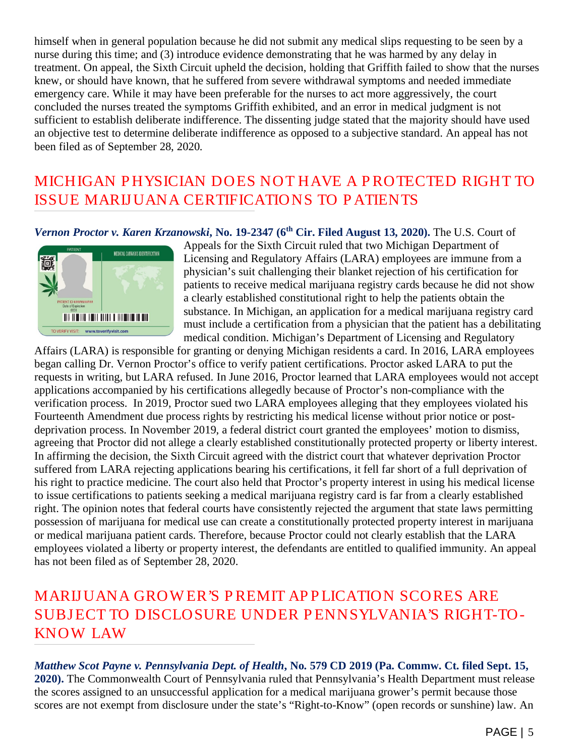himself when in general population because he did not submit any medical slips requesting to be seen by a nurse during this time; and (3) introduce evidence demonstrating that he was harmed by any delay in treatment. On appeal, the Sixth Circuit upheld the decision, holding that Griffith failed to show that the nurses knew, or should have known, that he suffered from severe withdrawal symptoms and needed immediate emergency care. While it may have been preferable for the nurses to act more aggressively, the court concluded the nurses treated the symptoms Griffith exhibited, and an error in medical judgment is not sufficient to establish deliberate indifference. The dissenting judge stated that the majority should have used an objective test to determine deliberate indifference as opposed to a subjective standard. An appeal has not been filed as of September 28, 2020.

## MICHIGAN PHYSICIAN DOES NOT HAVE A PROTECTED RIGHT TO ISSUE MARIJUANA CERTIFICATIONS TO PATIENTS

***Vernon Proctor v. Karen Krzanowski*, No. 19-2347 (6th Cir. Filed August 13, 2020).** The U.S. Court of Appeals for the Sixth Circuit ruled that two Michigan Department of Licensing and Regulatory Affairs (LARA) employees are immune from a physician's suit challenging their blanket rejection of his certification for patients to receive medical marijuana registry cards because he did not show a clearly established constitutional right to help the patients obtain the substance. In Michigan, an application for a medical marijuana registry card must include a certification from a physician that the patient has a debilitating medical condition. Michigan's Department of Licensing and Regulatory Affairs (LARA) is responsible for granting or denying Michigan residents a card. In 2016, LARA employees began calling Dr. Vernon Proctor's office to verify patient certifications. Proctor asked LARA to put the requests in writing, but LARA refused. In June 2016, Proctor learned that LARA employees would not accept applications accompanied by his certifications allegedly because of Proctor's non-compliance with the verification process. In 2019, Proctor sued two LARA employees alleging that they employees violated his Fourteenth Amendment due process rights by restricting his medical license without prior notice or post-deprivation process. In November 2019, a federal district court granted the employees' motion to dismiss, agreeing that Proctor did not allege a clearly established constitutionally protected property or liberty interest. In affirming the decision, the Sixth Circuit agreed with the district court that whatever deprivation Proctor suffered from LARA rejecting applications bearing his certifications, it fell far short of a full deprivation of his right to practice medicine. The court also held that Proctor's property interest in using his medical license to issue certifications to patients seeking a medical marijuana registry card is far from a clearly established right. The opinion notes that federal courts have consistently rejected the argument that state laws permitting possession of marijuana for medical use can create a constitutionally protected property interest in marijuana or medical marijuana patient cards. Therefore, because Proctor could not clearly establish that the LARA employees violated a liberty or property interest, the defendants are entitled to qualified immunity. An appeal has not been filed as of September 28, 2020.

## MARIJUANA GROWER'S PREMIT APPLICATION SCORES ARE SUBJECT TO DISCLOSURE UNDER PENNSYLVANIA'S RIGHT-TO-KNOW LAW

***Matthew Scot Payne v. Pennsylvania Dept. of Health*, No. 579 CD 2019 (Pa. Commw. Ct. filed Sept. 15, 2020).** The Commonwealth Court of Pennsylvania ruled that Pennsylvania's Health Department must release the scores assigned to an unsuccessful application for a medical marijuana grower's permit because those scores are not exempt from disclosure under the state's "Right-to-Know" (open records or sunshine) law. An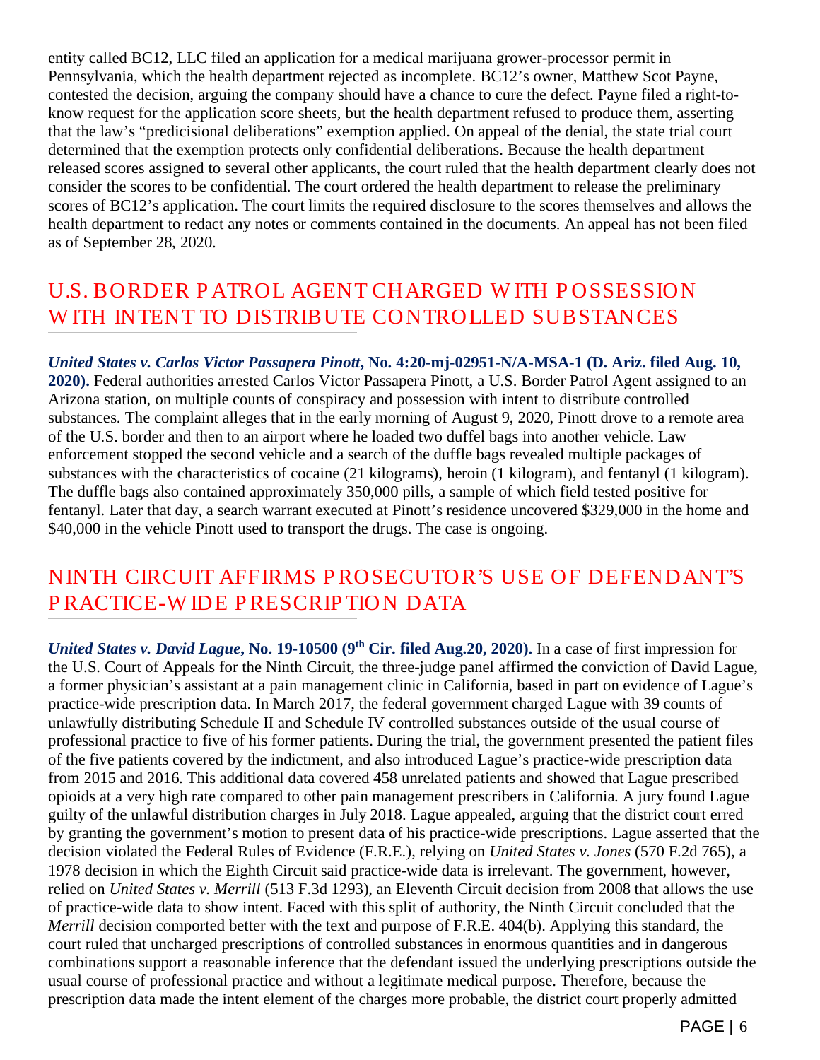entity called BC12, LLC filed an application for a medical marijuana grower-processor permit in Pennsylvania, which the health department rejected as incomplete. BC12's owner, Matthew Scot Payne, contested the decision, arguing the company should have a chance to cure the defect. Payne filed a right-to-know request for the application score sheets, but the health department refused to produce them, asserting that the law's "predicisional deliberations" exemption applied. On appeal of the denial, the state trial court determined that the exemption protects only confidential deliberations. Because the health department released scores assigned to several other applicants, the court ruled that the health department clearly does not consider the scores to be confidential. The court ordered the health department to release the preliminary scores of BC12's application. The court limits the required disclosure to the scores themselves and allows the health department to redact any notes or comments contained in the documents. An appeal has not been filed as of September 28, 2020.

## U.S. BORDER PATROL AGENT CHARGED WITH POSSESSION WITH INTENT TO DISTRIBUTE CONTROLLED SUBSTANCES

***United States v. Carlos Victor Passapera Pinott*, No. 4:20-mj-02951-N/A-MSA-1 (D. Ariz. filed Aug. 10, 2020).** Federal authorities arrested Carlos Victor Passapera Pinott, a U.S. Border Patrol Agent assigned to an Arizona station, on multiple counts of conspiracy and possession with intent to distribute controlled substances. The complaint alleges that in the early morning of August 9, 2020, Pinott drove to a remote area of the U.S. border and then to an airport where he loaded two duffel bags into another vehicle. Law enforcement stopped the second vehicle and a search of the duffle bags revealed multiple packages of substances with the characteristics of cocaine (21 kilograms), heroin (1 kilogram), and fentanyl (1 kilogram). The duffle bags also contained approximately 350,000 pills, a sample of which field tested positive for fentanyl. Later that day, a search warrant executed at Pinott's residence uncovered $329,000 in the home and $40,000 in the vehicle Pinott used to transport the drugs. The case is ongoing.

## NINTH CIRCUIT AFFIRMS PROSECUTOR'S USE OF DEFENDANT'S PRACTICE-WIDE PRESCRIPTION DATA

***United States v. David Lague*, No. 19-10500 (9th Cir. filed Aug.20, 2020).** In a case of first impression for the U.S. Court of Appeals for the Ninth Circuit, the three-judge panel affirmed the conviction of David Lague, a former physician's assistant at a pain management clinic in California, based in part on evidence of Lague's practice-wide prescription data. In March 2017, the federal government charged Lague with 39 counts of unlawfully distributing Schedule II and Schedule IV controlled substances outside of the usual course of professional practice to five of his former patients. During the trial, the government presented the patient files of the five patients covered by the indictment, and also introduced Lague's practice-wide prescription data from 2015 and 2016. This additional data covered 458 unrelated patients and showed that Lague prescribed opioids at a very high rate compared to other pain management prescribers in California. A jury found Lague guilty of the unlawful distribution charges in July 2018. Lague appealed, arguing that the district court erred by granting the government's motion to present data of his practice-wide prescriptions. Lague asserted that the decision violated the Federal Rules of Evidence (F.R.E.), relying on *United States v. Jones* (570 F.2d 765), a 1978 decision in which the Eighth Circuit said practice-wide data is irrelevant. The government, however, relied on *United States v. Merrill* (513 F.3d 1293), an Eleventh Circuit decision from 2008 that allows the use of practice-wide data to show intent. Faced with this split of authority, the Ninth Circuit concluded that the *Merrill* decision comported better with the text and purpose of F.R.E. 404(b). Applying this standard, the court ruled that uncharged prescriptions of controlled substances in enormous quantities and in dangerous combinations support a reasonable inference that the defendant issued the underlying prescriptions outside the usual course of professional practice and without a legitimate medical purpose. Therefore, because the prescription data made the intent element of the charges more probable, the district court properly admitted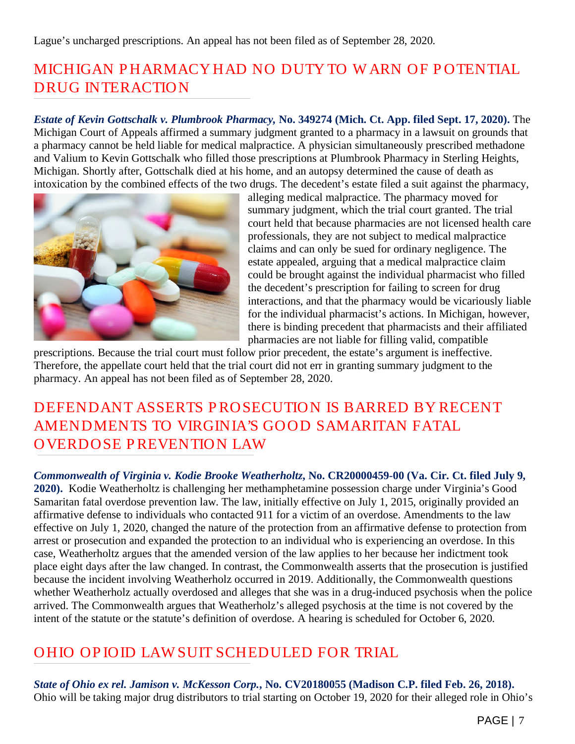Lague's uncharged prescriptions. An appeal has not been filed as of September 28, 2020.

## MICHIGAN PHARMACY HAD NO DUTY TO WARN OF POTENTIAL DRUG INTERACTION

***Estate of Kevin Gottschalk v. Plumbrook Pharmacy,* No. 349274 (Mich. Ct. App. filed Sept. 17, 2020).** The Michigan Court of Appeals affirmed a summary judgment granted to a pharmacy in a lawsuit on grounds that a pharmacy cannot be held liable for medical malpractice. A physician simultaneously prescribed methadone and Valium to Kevin Gottschalk who filled those prescriptions at Plumbrook Pharmacy in Sterling Heights, Michigan. Shortly after, Gottschalk died at his home, and an autopsy determined the cause of death as intoxication by the combined effects of the two drugs. The decedent's estate filed a suit against the pharmacy, alleging medical malpractice. The pharmacy moved for summary judgment, which the trial court granted. The trial court held that because pharmacies are not licensed health care professionals, they are not subject to medical malpractice claims and can only be sued for ordinary negligence. The estate appealed, arguing that a medical malpractice claim could be brought against the individual pharmacist who filled the decedent's prescription for failing to screen for drug interactions, and that the pharmacy would be vicariously liable for the individual pharmacist's actions. In Michigan, however, there is binding precedent that pharmacists and their affiliated pharmacies are not liable for filling valid, compatible prescriptions. Because the trial court must follow prior precedent, the estate's argument is ineffective. Therefore, the appellate court held that the trial court did not err in granting summary judgment to the pharmacy. An appeal has not been filed as of September 28, 2020.

## DEFENDANT ASSERTS PROSECUTION IS BARRED BY RECENT AMENDMENTS TO VIRGINIA'S GOOD SAMARITAN FATAL OVERDOSE PREVENTION LAW

***Commonwealth of Virginia v. Kodie Brooke Weatherholtz,* No. CR20000459-00 (Va. Cir. Ct. filed July 9, 2020).** Kodie Weatherholtz is challenging her methamphetamine possession charge under Virginia's Good Samaritan fatal overdose prevention law. The law, initially effective on July 1, 2015, originally provided an affirmative defense to individuals who contacted 911 for a victim of an overdose. Amendments to the law effective on July 1, 2020, changed the nature of the protection from an affirmative defense to protection from arrest or prosecution and expanded the protection to an individual who is experiencing an overdose. In this case, Weatherholtz argues that the amended version of the law applies to her because her indictment took place eight days after the law changed. In contrast, the Commonwealth asserts that the prosecution is justified because the incident involving Weatherholz occurred in 2019. Additionally, the Commonwealth questions whether Weatherholz actually overdosed and alleges that she was in a drug-induced psychosis when the police arrived. The Commonwealth argues that Weatherholz's alleged psychosis at the time is not covered by the intent of the statute or the statute's definition of overdose. A hearing is scheduled for October 6, 2020.

## OHIO OPIOID LAWSUIT SCHEDULED FOR TRIAL

***State of Ohio ex rel. Jamison v. McKesson Corp.,* No. CV20180055 (Madison C.P. filed Feb. 26, 2018).** Ohio will be taking major drug distributors to trial starting on October 19, 2020 for their alleged role in Ohio's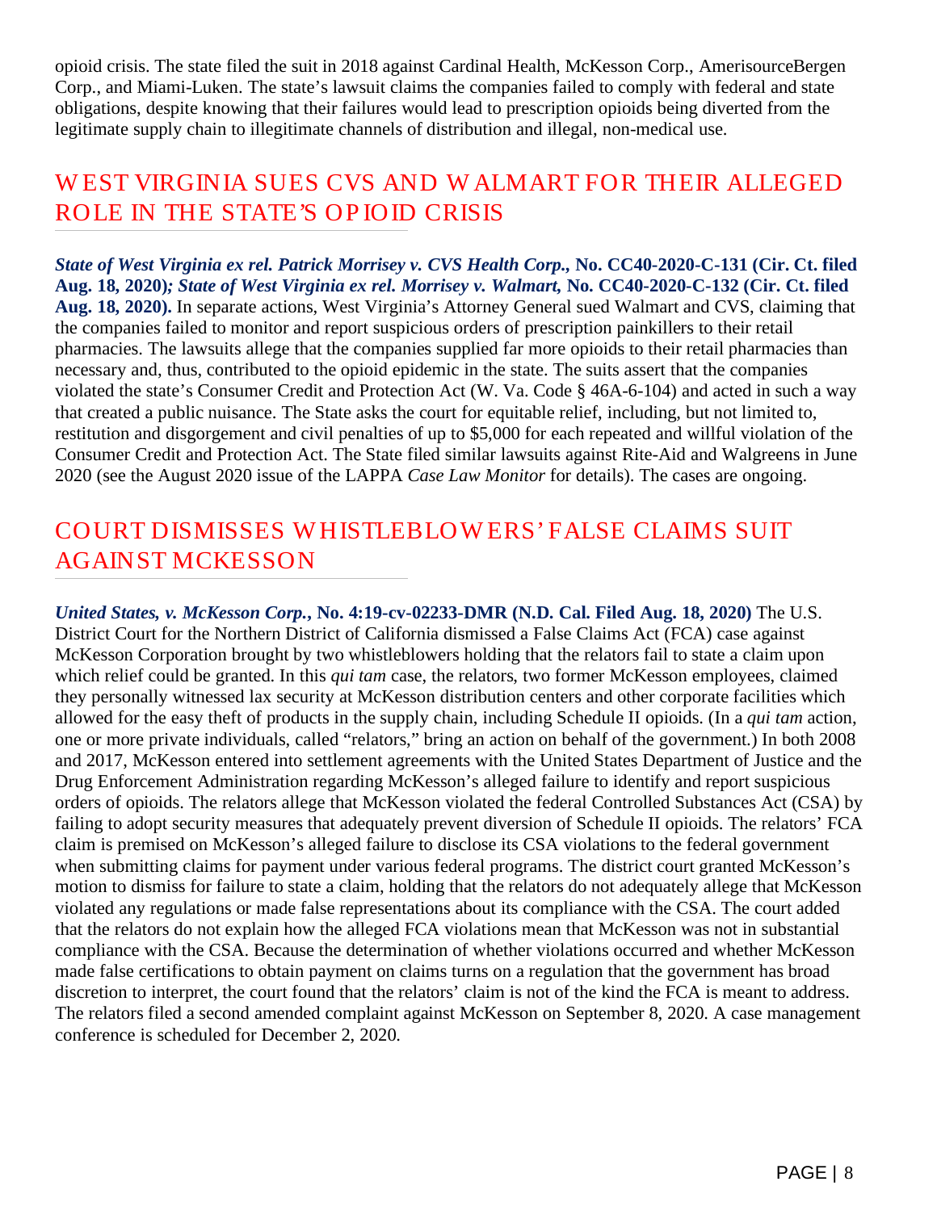opioid crisis. The state filed the suit in 2018 against Cardinal Health, McKesson Corp., AmerisourceBergen Corp., and Miami-Luken. The state's lawsuit claims the companies failed to comply with federal and state obligations, despite knowing that their failures would lead to prescription opioids being diverted from the legitimate supply chain to illegitimate channels of distribution and illegal, non-medical use.

## WEST VIRGINIA SUES CVS AND WALMART FOR THEIR ALLEGED ROLE IN THE STATE'S OPIOID CRISIS

***State of West Virginia ex rel. Patrick Morrisey v. CVS Health Corp.*, No. CC40-2020-C-131 (Cir. Ct. filed Aug. 18, 2020)*; State of West Virginia ex rel. Morrisey v. Walmart,* No. CC40-2020-C-132 (Cir. Ct. filed Aug. 18, 2020).** In separate actions, West Virginia's Attorney General sued Walmart and CVS, claiming that the companies failed to monitor and report suspicious orders of prescription painkillers to their retail pharmacies. The lawsuits allege that the companies supplied far more opioids to their retail pharmacies than necessary and, thus, contributed to the opioid epidemic in the state. The suits assert that the companies violated the state's Consumer Credit and Protection Act (W. Va. Code § 46A-6-104) and acted in such a way that created a public nuisance. The State asks the court for equitable relief, including, but not limited to, restitution and disgorgement and civil penalties of up to $5,000 for each repeated and willful violation of the Consumer Credit and Protection Act. The State filed similar lawsuits against Rite-Aid and Walgreens in June 2020 (see the August 2020 issue of the LAPPA *Case Law Monitor* for details). The cases are ongoing.

## COURT DISMISSES WHISTLEBLOWERS' FALSE CLAIMS SUIT AGAINST MCKESSON

***United States, v. McKesson Corp.*, No. 4:19-cv-02233-DMR (N.D. Cal. Filed Aug. 18, 2020)** The U.S. District Court for the Northern District of California dismissed a False Claims Act (FCA) case against McKesson Corporation brought by two whistleblowers holding that the relators fail to state a claim upon which relief could be granted. In this *qui tam* case, the relators, two former McKesson employees, claimed they personally witnessed lax security at McKesson distribution centers and other corporate facilities which allowed for the easy theft of products in the supply chain, including Schedule II opioids. (In a *qui tam* action, one or more private individuals, called "relators," bring an action on behalf of the government.) In both 2008 and 2017, McKesson entered into settlement agreements with the United States Department of Justice and the Drug Enforcement Administration regarding McKesson's alleged failure to identify and report suspicious orders of opioids. The relators allege that McKesson violated the federal Controlled Substances Act (CSA) by failing to adopt security measures that adequately prevent diversion of Schedule II opioids. The relators' FCA claim is premised on McKesson's alleged failure to disclose its CSA violations to the federal government when submitting claims for payment under various federal programs. The district court granted McKesson's motion to dismiss for failure to state a claim, holding that the relators do not adequately allege that McKesson violated any regulations or made false representations about its compliance with the CSA. The court added that the relators do not explain how the alleged FCA violations mean that McKesson was not in substantial compliance with the CSA. Because the determination of whether violations occurred and whether McKesson made false certifications to obtain payment on claims turns on a regulation that the government has broad discretion to interpret, the court found that the relators' claim is not of the kind the FCA is meant to address. The relators filed a second amended complaint against McKesson on September 8, 2020. A case management conference is scheduled for December 2, 2020.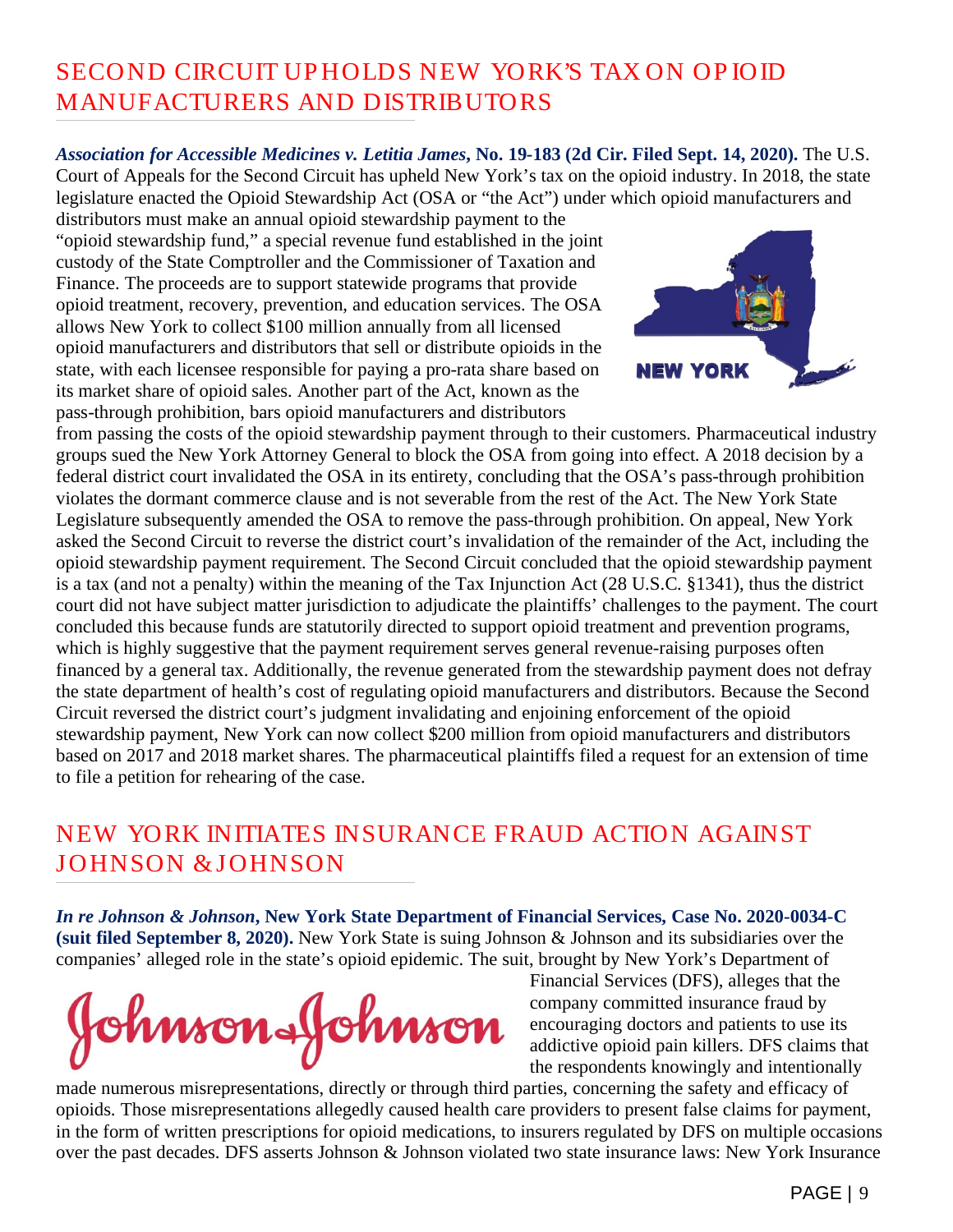## SECOND CIRCUIT UPHOLDS NEW YORK'S TAX ON OPIOID MANUFACTURERS AND DISTRIBUTORS

***Association for Accessible Medicines v. Letitia James*, No. 19-183 (2d Cir. Filed Sept. 14, 2020).** The U.S. Court of Appeals for the Second Circuit has upheld New York's tax on the opioid industry. In 2018, the state legislature enacted the Opioid Stewardship Act (OSA or "the Act") under which opioid manufacturers and distributors must make an annual opioid stewardship payment to the "opioid stewardship fund," a special revenue fund established in the joint custody of the State Comptroller and the Commissioner of Taxation and Finance. The proceeds are to support statewide programs that provide opioid treatment, recovery, prevention, and education services. The OSA allows New York to collect $100 million annually from all licensed opioid manufacturers and distributors that sell or distribute opioids in the state, with each licensee responsible for paying a pro-rata share based on its market share of opioid sales. Another part of the Act, known as the pass-through prohibition, bars opioid manufacturers and distributors from passing the costs of the opioid stewardship payment through to their customers. Pharmaceutical industry groups sued the New York Attorney General to block the OSA from going into effect. A 2018 decision by a federal district court invalidated the OSA in its entirety, concluding that the OSA's pass-through prohibition violates the dormant commerce clause and is not severable from the rest of the Act. The New York State Legislature subsequently amended the OSA to remove the pass-through prohibition. On appeal, New York asked the Second Circuit to reverse the district court's invalidation of the remainder of the Act, including the opioid stewardship payment requirement. The Second Circuit concluded that the opioid stewardship payment is a tax (and not a penalty) within the meaning of the Tax Injunction Act (28 U.S.C. §1341), thus the district court did not have subject matter jurisdiction to adjudicate the plaintiffs' challenges to the payment. The court concluded this because funds are statutorily directed to support opioid treatment and prevention programs, which is highly suggestive that the payment requirement serves general revenue-raising purposes often financed by a general tax. Additionally, the revenue generated from the stewardship payment does not defray the state department of health's cost of regulating opioid manufacturers and distributors. Because the Second Circuit reversed the district court's judgment invalidating and enjoining enforcement of the opioid stewardship payment, New York can now collect $200 million from opioid manufacturers and distributors based on 2017 and 2018 market shares. The pharmaceutical plaintiffs filed a request for an extension of time to file a petition for rehearing of the case.

## NEW YORK INITIATES INSURANCE FRAUD ACTION AGAINST JOHNSON & JOHNSON

***In re Johnson & Johnson*, New York State Department of Financial Services, Case No. 2020-0034-C (suit filed September 8, 2020).** New York State is suing Johnson & Johnson and its subsidiaries over the companies' alleged role in the state's opioid epidemic. The suit, brought by New York's Department of Financial Services (DFS), alleges that the company committed insurance fraud by encouraging doctors and patients to use its addictive opioid pain killers. DFS claims that the respondents knowingly and intentionally made numerous misrepresentations, directly or through third parties, concerning the safety and efficacy of opioids. Those misrepresentations allegedly caused health care providers to present false claims for payment, in the form of written prescriptions for opioid medications, to insurers regulated by DFS on multiple occasions over the past decades. DFS asserts Johnson & Johnson violated two state insurance laws: New York Insurance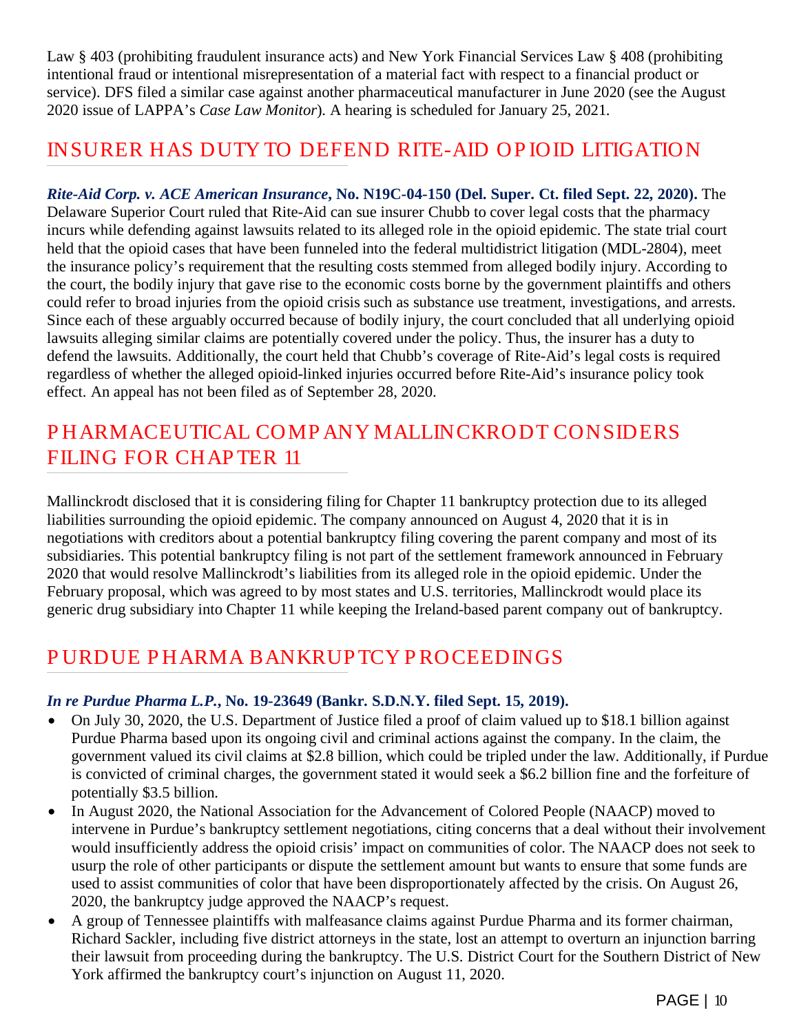Law § 403 (prohibiting fraudulent insurance acts) and New York Financial Services Law § 408 (prohibiting intentional fraud or intentional misrepresentation of a material fact with respect to a financial product or service). DFS filed a similar case against another pharmaceutical manufacturer in June 2020 (see the August 2020 issue of LAPPA's *Case Law Monitor*). A hearing is scheduled for January 25, 2021.

## INSURER HAS DUTY TO DEFEND RITE-AID OPIOID LITIGATION

***Rite-Aid Corp. v. ACE American Insurance*, No. N19C-04-150 (Del. Super. Ct. filed Sept. 22, 2020).** The Delaware Superior Court ruled that Rite-Aid can sue insurer Chubb to cover legal costs that the pharmacy incurs while defending against lawsuits related to its alleged role in the opioid epidemic. The state trial court held that the opioid cases that have been funneled into the federal multidistrict litigation (MDL-2804), meet the insurance policy's requirement that the resulting costs stemmed from alleged bodily injury. According to the court, the bodily injury that gave rise to the economic costs borne by the government plaintiffs and others could refer to broad injuries from the opioid crisis such as substance use treatment, investigations, and arrests. Since each of these arguably occurred because of bodily injury, the court concluded that all underlying opioid lawsuits alleging similar claims are potentially covered under the policy. Thus, the insurer has a duty to defend the lawsuits. Additionally, the court held that Chubb's coverage of Rite-Aid's legal costs is required regardless of whether the alleged opioid-linked injuries occurred before Rite-Aid's insurance policy took effect. An appeal has not been filed as of September 28, 2020.

## PHARMACEUTICAL COMPANY MALLINCKRODT CONSIDERS FILING FOR CHAPTER 11

Mallinckrodt disclosed that it is considering filing for Chapter 11 bankruptcy protection due to its alleged liabilities surrounding the opioid epidemic. The company announced on August 4, 2020 that it is in negotiations with creditors about a potential bankruptcy filing covering the parent company and most of its subsidiaries. This potential bankruptcy filing is not part of the settlement framework announced in February 2020 that would resolve Mallinckrodt's liabilities from its alleged role in the opioid epidemic. Under the February proposal, which was agreed to by most states and U.S. territories, Mallinckrodt would place its generic drug subsidiary into Chapter 11 while keeping the Ireland-based parent company out of bankruptcy.

## PURDUE PHARMA BANKRUPTCY PROCEEDINGS

***In re Purdue Pharma L.P.*, No. 19-23649 (Bankr. S.D.N.Y. filed Sept. 15, 2019).**

- On July 30, 2020, the U.S. Department of Justice filed a proof of claim valued up to $18.1 billion against Purdue Pharma based upon its ongoing civil and criminal actions against the company. In the claim, the government valued its civil claims at $2.8 billion, which could be tripled under the law. Additionally, if Purdue is convicted of criminal charges, the government stated it would seek a $6.2 billion fine and the forfeiture of potentially $3.5 billion.
- In August 2020, the National Association for the Advancement of Colored People (NAACP) moved to intervene in Purdue's bankruptcy settlement negotiations, citing concerns that a deal without their involvement would insufficiently address the opioid crisis' impact on communities of color. The NAACP does not seek to usurp the role of other participants or dispute the settlement amount but wants to ensure that some funds are used to assist communities of color that have been disproportionately affected by the crisis. On August 26, 2020, the bankruptcy judge approved the NAACP's request.
- A group of Tennessee plaintiffs with malfeasance claims against Purdue Pharma and its former chairman, Richard Sackler, including five district attorneys in the state, lost an attempt to overturn an injunction barring their lawsuit from proceeding during the bankruptcy. The U.S. District Court for the Southern District of New York affirmed the bankruptcy court's injunction on August 11, 2020.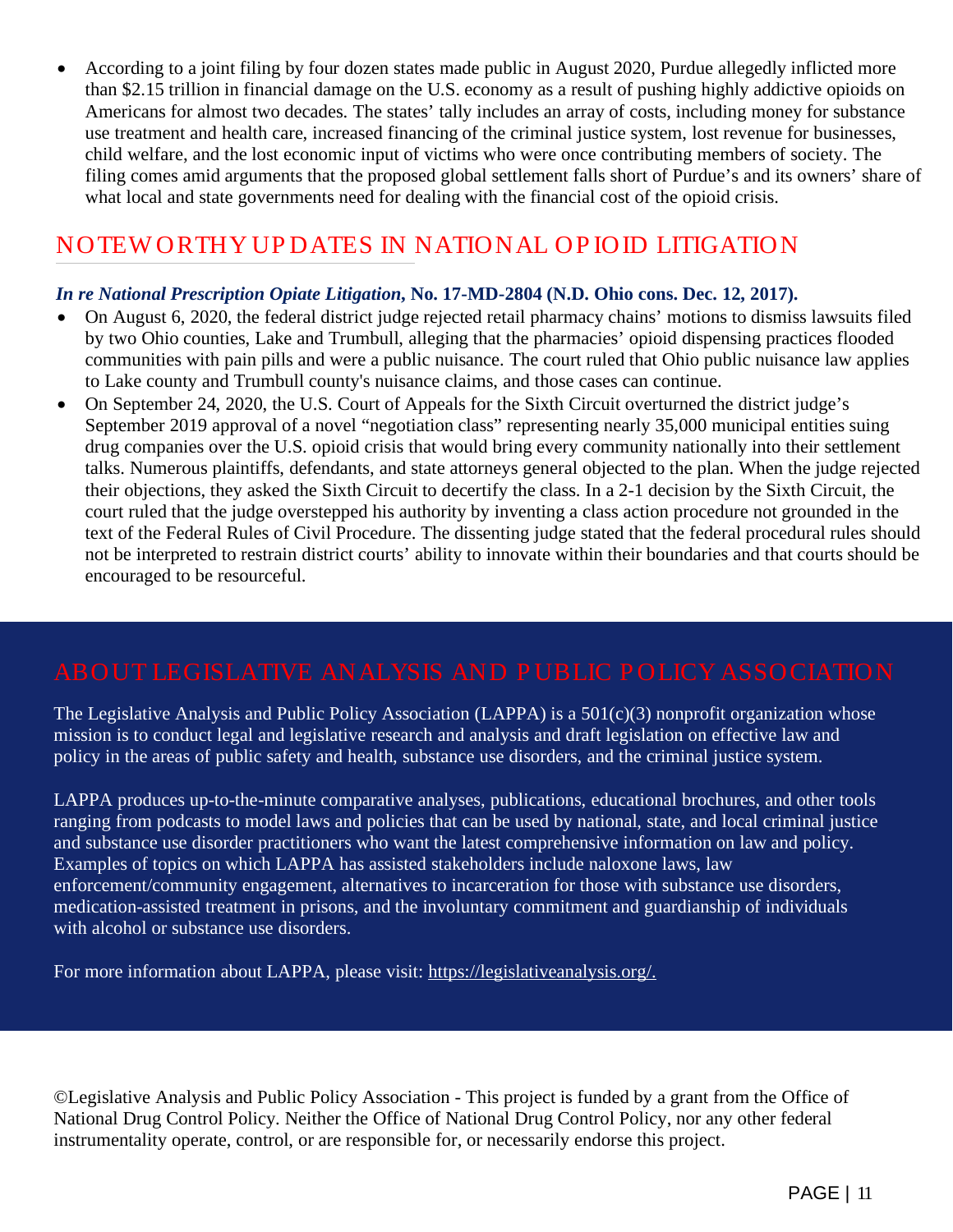- According to a joint filing by four dozen states made public in August 2020, Purdue allegedly inflicted more than $2.15 trillion in financial damage on the U.S. economy as a result of pushing highly addictive opioids on Americans for almost two decades. The states' tally includes an array of costs, including money for substance use treatment and health care, increased financing of the criminal justice system, lost revenue for businesses, child welfare, and the lost economic input of victims who were once contributing members of society. The filing comes amid arguments that the proposed global settlement falls short of Purdue's and its owners' share of what local and state governments need for dealing with the financial cost of the opioid crisis.

## NOTEWORTHY UPDATES IN NATIONAL OPIOID LITIGATION

***In re National Prescription Opiate Litigation*, No. 17-MD-2804 (N.D. Ohio cons. Dec. 12, 2017).**

- On August 6, 2020, the federal district judge rejected retail pharmacy chains' motions to dismiss lawsuits filed by two Ohio counties, Lake and Trumbull, alleging that the pharmacies' opioid dispensing practices flooded communities with pain pills and were a public nuisance. The court ruled that Ohio public nuisance law applies to Lake county and Trumbull county's nuisance claims, and those cases can continue.
- On September 24, 2020, the U.S. Court of Appeals for the Sixth Circuit overturned the district judge's September 2019 approval of a novel "negotiation class" representing nearly 35,000 municipal entities suing drug companies over the U.S. opioid crisis that would bring every community nationally into their settlement talks. Numerous plaintiffs, defendants, and state attorneys general objected to the plan. When the judge rejected their objections, they asked the Sixth Circuit to decertify the class. In a 2-1 decision by the Sixth Circuit, the court ruled that the judge overstepped his authority by inventing a class action procedure not grounded in the text of the Federal Rules of Civil Procedure. The dissenting judge stated that the federal procedural rules should not be interpreted to restrain district courts' ability to innovate within their boundaries and that courts should be encouraged to be resourceful.

## ABOUT LEGISLATIVE ANALYSIS AND PUBLIC POLICY ASSOCIATION

The Legislative Analysis and Public Policy Association (LAPPA) is a 501(c)(3) nonprofit organization whose mission is to conduct legal and legislative research and analysis and draft legislation on effective law and policy in the areas of public safety and health, substance use disorders, and the criminal justice system.

LAPPA produces up-to-the-minute comparative analyses, publications, educational brochures, and other tools ranging from podcasts to model laws and policies that can be used by national, state, and local criminal justice and substance use disorder practitioners who want the latest comprehensive information on law and policy. Examples of topics on which LAPPA has assisted stakeholders include naloxone laws, law enforcement/community engagement, alternatives to incarceration for those with substance use disorders, medication-assisted treatment in prisons, and the involuntary commitment and guardianship of individuals with alcohol or substance use disorders.

For more information about LAPPA, please visit: https://legislativeanalysis.org/.

©Legislative Analysis and Public Policy Association - This project is funded by a grant from the Office of National Drug Control Policy. Neither the Office of National Drug Control Policy, nor any other federal instrumentality operate, control, or are responsible for, or necessarily endorse this project.